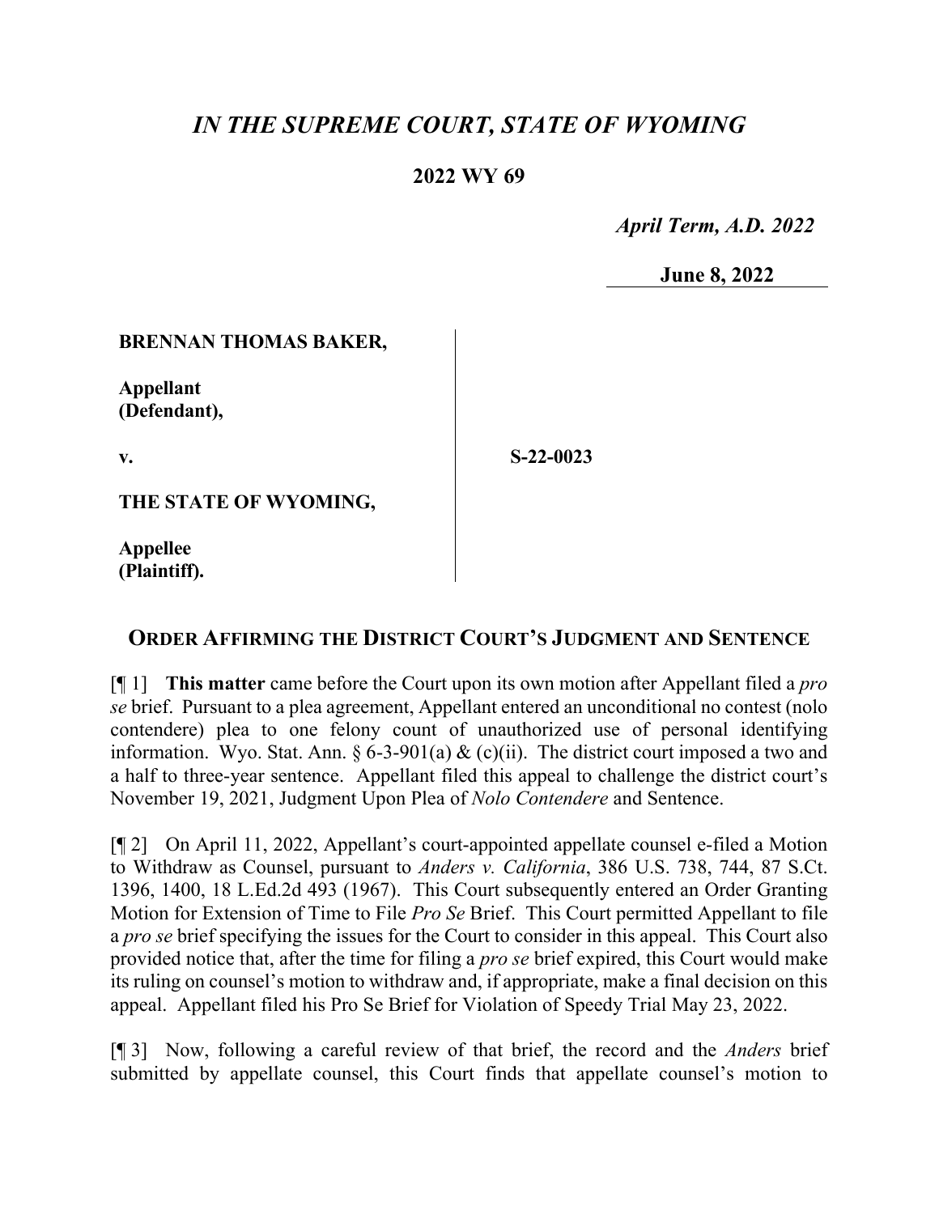# *IN THE SUPREME COURT, STATE OF WYOMING*

**2022 WY 69**

*April Term, A.D. 2022*

**June 8, 2022**

**BRENNAN THOMAS BAKER,**

**Appellant (Defendant),**

**v.**

**S-22-0023**

**THE STATE OF WYOMING,**

**Appellee (Plaintiff).**

## ORDER AFFIRMING THE DISTRICT COURT'S JUDGMENT AND SENTENCE

[¶ 1] **This matter** came before the Court upon its own motion after Appellant filed a *pro se* brief. Pursuant to a plea agreement, Appellant entered an unconditional no contest (nolo contendere) plea to one felony count of unauthorized use of personal identifying information. Wyo. Stat. Ann. § 6-3-901(a) & (c)(ii). The district court imposed a two and a half to three-year sentence. Appellant filed this appeal to challenge the district court's November 19, 2021, Judgment Upon Plea of *Nolo Contendere* and Sentence.

[¶ 2] On April 11, 2022, Appellant's court-appointed appellate counsel e-filed a Motion to Withdraw as Counsel, pursuant to *Anders v. California*, 386 U.S. 738, 744, 87 S.Ct. 1396, 1400, 18 L.Ed.2d 493 (1967). This Court subsequently entered an Order Granting Motion for Extension of Time to File *Pro Se* Brief. This Court permitted Appellant to file a *pro se* brief specifying the issues for the Court to consider in this appeal. This Court also provided notice that, after the time for filing a *pro se* brief expired, this Court would make its ruling on counsel's motion to withdraw and, if appropriate, make a final decision on this appeal. Appellant filed his Pro Se Brief for Violation of Speedy Trial May 23, 2022.

[¶ 3] Now, following a careful review of that brief, the record and the *Anders* brief submitted by appellate counsel, this Court finds that appellate counsel's motion to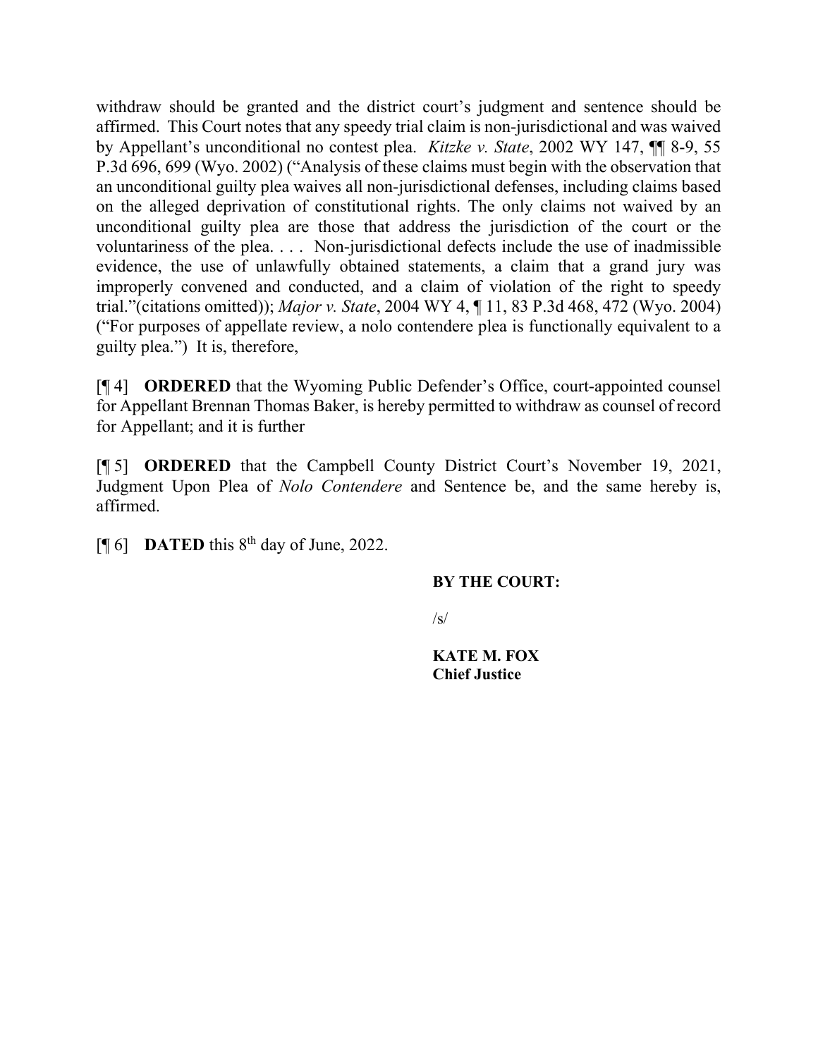withdraw should be granted and the district court's judgment and sentence should be affirmed. This Court notes that any speedy trial claim is non-jurisdictional and was waived by Appellant's unconditional no contest plea. *Kitzke v. State*, 2002 WY 147, ¶¶ 8-9, 55 P.3d 696, 699 (Wyo. 2002) ("Analysis of these claims must begin with the observation that an unconditional guilty plea waives all non-jurisdictional defenses, including claims based on the alleged deprivation of constitutional rights. The only claims not waived by an unconditional guilty plea are those that address the jurisdiction of the court or the voluntariness of the plea. . . . Non-jurisdictional defects include the use of inadmissible evidence, the use of unlawfully obtained statements, a claim that a grand jury was improperly convened and conducted, and a claim of violation of the right to speedy trial."(citations omitted)); *Major v. State*, 2004 WY 4, ¶ 11, 83 P.3d 468, 472 (Wyo. 2004) ("For purposes of appellate review, a nolo contendere plea is functionally equivalent to a guilty plea.") It is, therefore,

[¶ 4] **ORDERED** that the Wyoming Public Defender's Office, court-appointed counsel for Appellant Brennan Thomas Baker, is hereby permitted to withdraw as counsel of record for Appellant; and it is further

[¶ 5] **ORDERED** that the Campbell County District Court's November 19, 2021, Judgment Upon Plea of *Nolo Contendere* and Sentence be, and the same hereby is, affirmed.

[¶ 6] **DATED** this 8th day of June, 2022.

**BY THE COURT:**

/s/

**KATE M. FOX**
**Chief Justice**